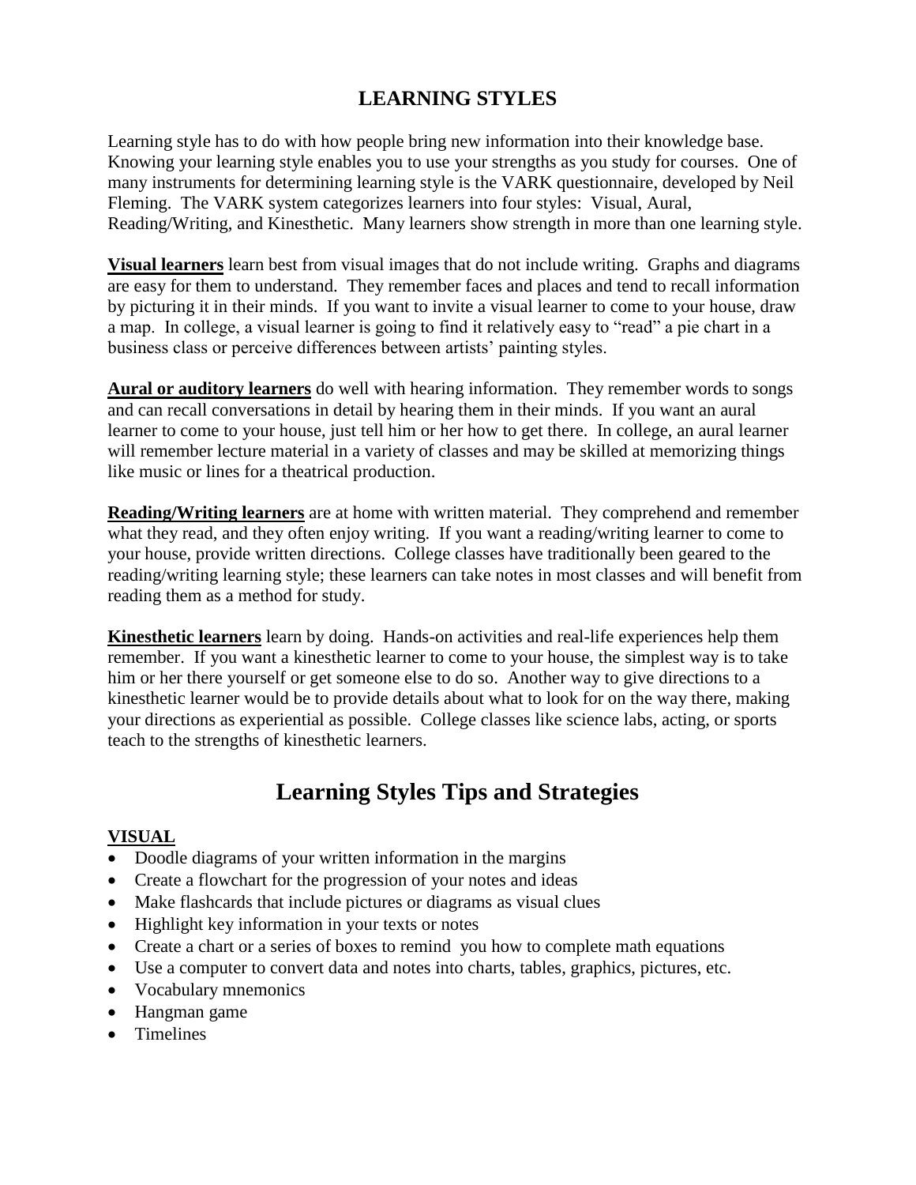# LEARNING STYLES

Learning style has to do with how people bring new information into their knowledge base. Knowing your learning style enables you to use your strengths as you study for courses. One of many instruments for determining learning style is the VARK questionnaire, developed by Neil Fleming. The VARK system categorizes learners into four styles: Visual, Aural, Reading/Writing, and Kinesthetic. Many learners show strength in more than one learning style.

**Visual learners** learn best from visual images that do not include writing. Graphs and diagrams are easy for them to understand. They remember faces and places and tend to recall information by picturing it in their minds. If you want to invite a visual learner to come to your house, draw a map. In college, a visual learner is going to find it relatively easy to "read" a pie chart in a business class or perceive differences between artists' painting styles.

**Aural or auditory learners** do well with hearing information. They remember words to songs and can recall conversations in detail by hearing them in their minds. If you want an aural learner to come to your house, just tell him or her how to get there. In college, an aural learner will remember lecture material in a variety of classes and may be skilled at memorizing things like music or lines for a theatrical production.

**Reading/Writing learners** are at home with written material. They comprehend and remember what they read, and they often enjoy writing. If you want a reading/writing learner to come to your house, provide written directions. College classes have traditionally been geared to the reading/writing learning style; these learners can take notes in most classes and will benefit from reading them as a method for study.

**Kinesthetic learners** learn by doing. Hands-on activities and real-life experiences help them remember. If you want a kinesthetic learner to come to your house, the simplest way is to take him or her there yourself or get someone else to do so. Another way to give directions to a kinesthetic learner would be to provide details about what to look for on the way there, making your directions as experiential as possible. College classes like science labs, acting, or sports teach to the strengths of kinesthetic learners.

# Learning Styles Tips and Strategies

## VISUAL

- Doodle diagrams of your written information in the margins
- Create a flowchart for the progression of your notes and ideas
- Make flashcards that include pictures or diagrams as visual clues
- Highlight key information in your texts or notes
- Create a chart or a series of boxes to remind you how to complete math equations
- Use a computer to convert data and notes into charts, tables, graphics, pictures, etc.
- Vocabulary mnemonics
- Hangman game
- Timelines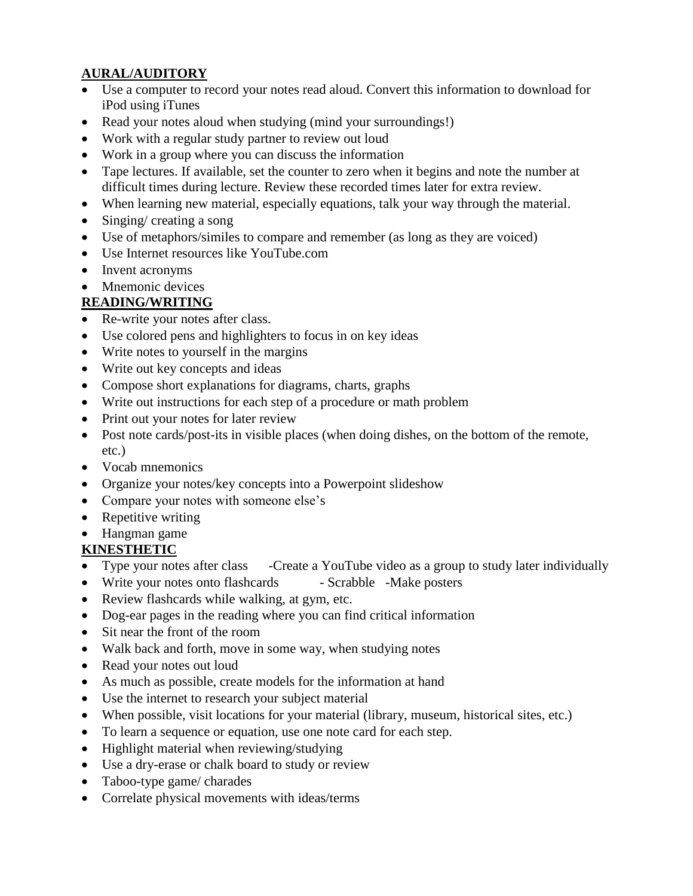**AURAL/AUDITORY**

- Use a computer to record your notes read aloud. Convert this information to download for iPod using iTunes
- Read your notes aloud when studying (mind your surroundings!)
- Work with a regular study partner to review out loud
- Work in a group where you can discuss the information
- Tape lectures. If available, set the counter to zero when it begins and note the number at difficult times during lecture. Review these recorded times later for extra review.
- When learning new material, especially equations, talk your way through the material.
- Singing/ creating a song
- Use of metaphors/similes to compare and remember (as long as they are voiced)
- Use Internet resources like YouTube.com
- Invent acronyms
- Mnemonic devices

**READING/WRITING**

- Re-write your notes after class.
- Use colored pens and highlighters to focus in on key ideas
- Write notes to yourself in the margins
- Write out key concepts and ideas
- Compose short explanations for diagrams, charts, graphs
- Write out instructions for each step of a procedure or math problem
- Print out your notes for later review
- Post note cards/post-its in visible places (when doing dishes, on the bottom of the remote, etc.)
- Vocab mnemonics
- Organize your notes/key concepts into a Powerpoint slideshow
- Compare your notes with someone else's
- Repetitive writing
- Hangman game

**KINESTHETIC**

- Type your notes after class
- Write your notes onto flashcards
- Review flashcards while walking, at gym, etc.
- Dog-ear pages in the reading where you can find critical information
- Sit near the front of the room
- Walk back and forth, move in some way, when studying notes
- Read your notes out loud
- As much as possible, create models for the information at hand
- Use the internet to research your subject material
- When possible, visit locations for your material (library, museum, historical sites, etc.)
- To learn a sequence or equation, use one note card for each step.
- Highlight material when reviewing/studying
- Use a dry-erase or chalk board to study or review
- Taboo-type game/ charades
- Correlate physical movements with ideas/terms

-Create a YouTube video as a group to study later individually

- Scrabble

-Make posters